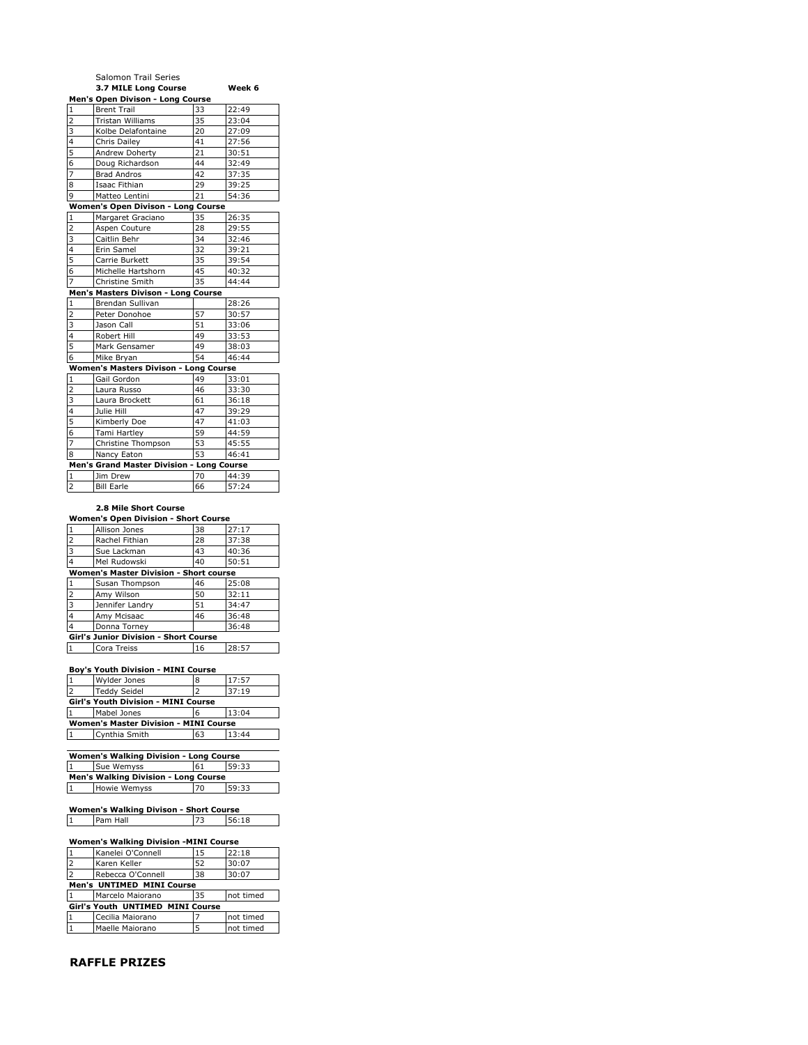Salomon Trail Series

**3.7 MILE Long Course** **Week 6**

**Men's Open Divison - Long Course**

| | | | |
|---|---|---|---|
| 1 | Brent Trail | 33 | 22:49 |
| 2 | Tristan Williams | 35 | 23:04 |
| 3 | Kolbe Delafontaine | 20 | 27:09 |
| 4 | Chris Dailey | 41 | 27:56 |
| 5 | Andrew Doherty | 21 | 30:51 |
| 6 | Doug Richardson | 44 | 32:49 |
| 7 | Brad Andros | 42 | 37:35 |
| 8 | Isaac Fithian | 29 | 39:25 |
| 9 | Matteo Lentini | 21 | 54:36 |

**Women's Open Divison - Long Course**

| | | | |
|---|---|---|---|
| 1 | Margaret Graciano | 35 | 26:35 |
| 2 | Aspen Couture | 28 | 29:55 |
| 3 | Caitlin Behr | 34 | 32:46 |
| 4 | Erin Samel | 32 | 39:21 |
| 5 | Carrie Burkett | 35 | 39:54 |
| 6 | Michelle Hartshorn | 45 | 40:32 |
| 7 | Christine Smith | 35 | 44:44 |

**Men's Masters Divison - Long Course**

| | | | |
|---|---|---|---|
| 1 | Brendan Sullivan | | 28:26 |
| 2 | Peter Donohoe | 57 | 30:57 |
| 3 | Jason Call | 51 | 33:06 |
| 4 | Robert Hill | 49 | 33:53 |
| 5 | Mark Gensamer | 49 | 38:03 |
| 6 | Mike Bryan | 54 | 46:44 |

**Women's Masters Divison - Long Course**

| | | | |
|---|---|---|---|
| 1 | Gail Gordon | 49 | 33:01 |
| 2 | Laura Russo | 46 | 33:30 |
| 3 | Laura Brockett | 61 | 36:18 |
| 4 | Julie Hill | 47 | 39:29 |
| 5 | Kimberly Doe | 47 | 41:03 |
| 6 | Tami Hartley | 59 | 44:59 |
| 7 | Christine Thompson | 53 | 45:55 |
| 8 | Nancy Eaton | 53 | 46:41 |

**Men's Grand Master Division - Long Course**

| | | | |
|---|---|---|---|
| 1 | Jim Drew | 70 | 44:39 |
| 2 | Bill Earle | 66 | 57:24 |

**2.8 Mile Short Course**

**Women's Open Division - Short Course**

| | | | |
|---|---|---|---|
| 1 | Allison Jones | 38 | 27:17 |
| 2 | Rachel Fithian | 28 | 37:38 |
| 3 | Sue Lackman | 43 | 40:36 |
| 4 | Mel Rudowski | 40 | 50:51 |

**Women's Master Division - Short course**

| | | | |
|---|---|---|---|
| 1 | Susan Thompson | 46 | 25:08 |
| 2 | Amy Wilson | 50 | 32:11 |
| 3 | Jennifer Landry | 51 | 34:47 |
| 4 | Amy Mcisaac | 46 | 36:48 |
| 4 | Donna Torney | | 36:48 |

**Girl's Junior Division - Short Course**

| | | | |
|---|---|---|---|
| 1 | Cora Treiss | 16 | 28:57 |

**Boy's Youth Division - MINI Course**

| | | | |
|---|---|---|---|
| 1 | Wylder Jones | 8 | 17:57 |
| 2 | Teddy Seidel | 2 | 37:19 |

**Girl's Youth Division - MINI Course**

| | | | |
|---|---|---|---|
| 1 | Mabel Jones | 6 | 13:04 |

**Women's Master Division - MINI Course**

| | | | |
|---|---|---|---|
| 1 | Cynthia Smith | 63 | 13:44 |

**Women's Walking Division - Long Course**

| | | | |
|---|---|---|---|
| 1 | Sue Wemyss | 61 | 59:33 |

**Men's Walking Division - Long Course**

| | | | |
|---|---|---|---|
| 1 | Howie Wemyss | 70 | 59:33 |

**Women's Walking Divison - Short Course**

| | | | |
|---|---|---|---|
| 1 | Pam Hall | 73 | 56:18 |

**Women's Walking Division -MINI Course**

| | | | |
|---|---|---|---|
| 1 | Kanelei O'Connell | 15 | 22:18 |
| 2 | Karen Keller | 52 | 30:07 |
| 2 | Rebecca O'Connell | 38 | 30:07 |

**Men's UNTIMED MINI Course**

| | | | |
|---|---|---|---|
| 1 | Marcelo Maiorano | 35 | not timed |

**Girl's Youth UNTIMED MINI Course**

| | | | |
|---|---|---|---|
| 1 | Cecilia Maiorano | 7 | not timed |
| 1 | Maelle Maiorano | 5 | not timed |

## RAFFLE PRIZES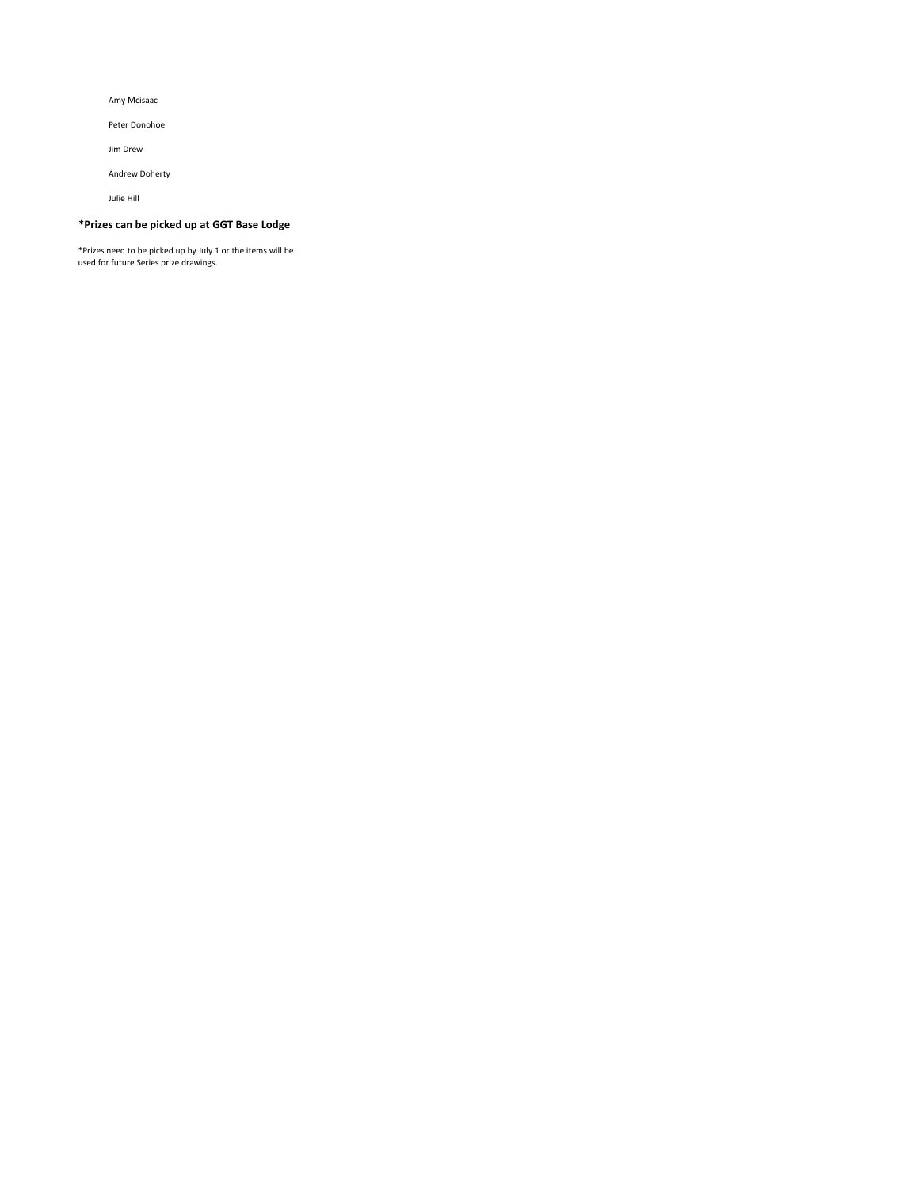Amy Mcisaac

Peter Donohoe

Jim Drew

Andrew Doherty

Julie Hill

**\*Prizes can be picked up at GGT Base Lodge**

*Prizes need to be picked up by July 1 or the items will be used for future Series prize drawings.